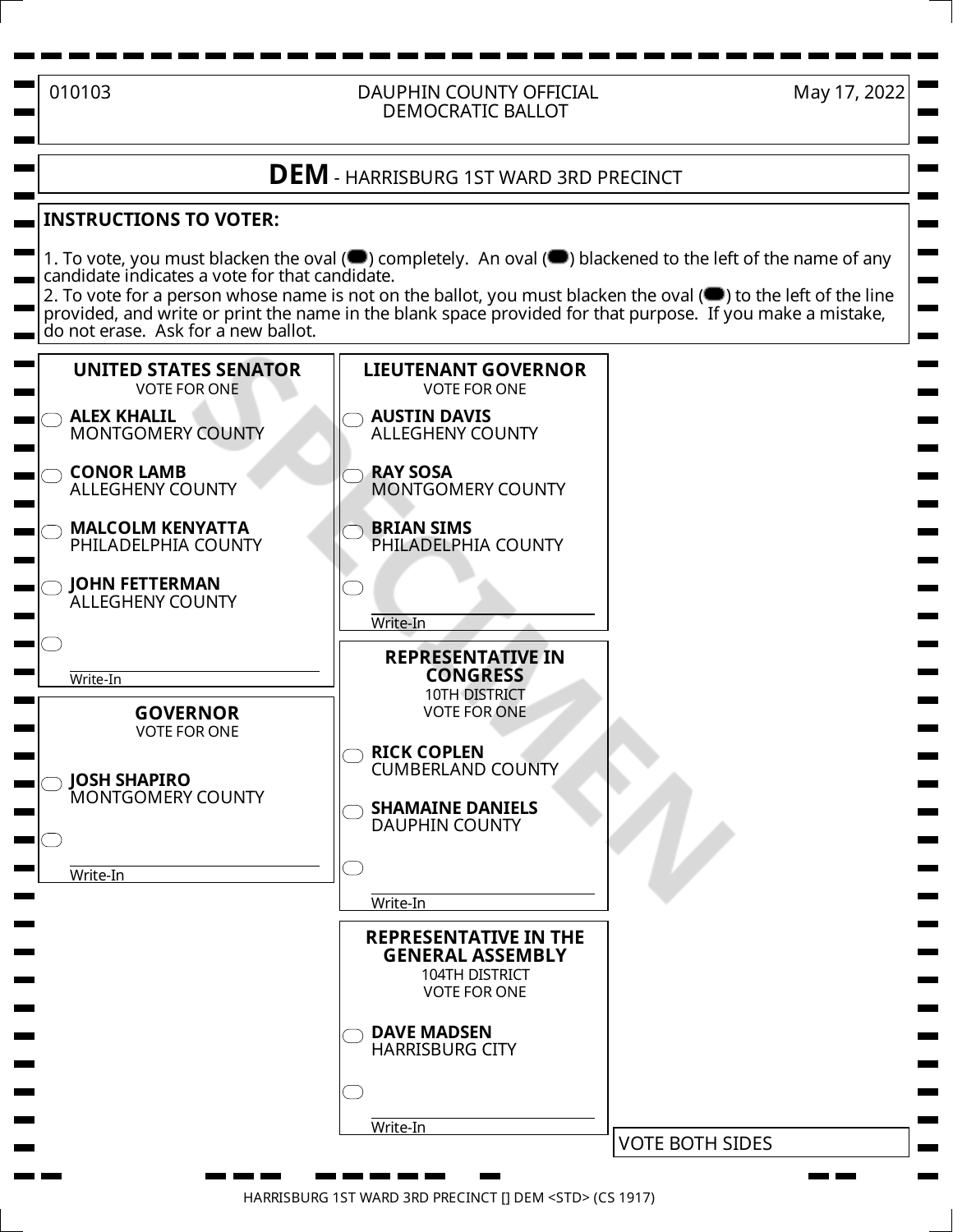010103

DAUPHIN COUNTY OFFICIAL
DEMOCRATIC BALLOT

May 17, 2022

# DEM - HARRISBURG 1ST WARD 3RD PRECINCT

**INSTRUCTIONS TO VOTER:**

1. To vote, you must blacken the oval (⬬) completely. An oval (⬬) blackened to the left of the name of any candidate indicates a vote for that candidate.
2. To vote for a person whose name is not on the ballot, you must blacken the oval (⬬) to the left of the line provided, and write or print the name in the blank space provided for that purpose. If you make a mistake, do not erase. Ask for a new ballot.

## UNITED STATES SENATOR
VOTE FOR ONE

- **ALEX KHALIL** MONTGOMERY COUNTY
- **CONOR LAMB** ALLEGHENY COUNTY
- **MALCOLM KENYATTA** PHILADELPHIA COUNTY
- **JOHN FETTERMAN** ALLEGHENY COUNTY
- Write-In

## GOVERNOR
VOTE FOR ONE

- **JOSH SHAPIRO** MONTGOMERY COUNTY
- Write-In

## LIEUTENANT GOVERNOR
VOTE FOR ONE

- **AUSTIN DAVIS** ALLEGHENY COUNTY
- **RAY SOSA** MONTGOMERY COUNTY
- **BRIAN SIMS** PHILADELPHIA COUNTY
- Write-In

## REPRESENTATIVE IN CONGRESS
10TH DISTRICT
VOTE FOR ONE

- **RICK COPLEN** CUMBERLAND COUNTY
- **SHAMAINE DANIELS** DAUPHIN COUNTY
- Write-In

## REPRESENTATIVE IN THE GENERAL ASSEMBLY
104TH DISTRICT
VOTE FOR ONE

- **DAVE MADSEN** HARRISBURG CITY
- Write-In

VOTE BOTH SIDES

HARRISBURG 1ST WARD 3RD PRECINCT [] DEM <STD> (CS 1917)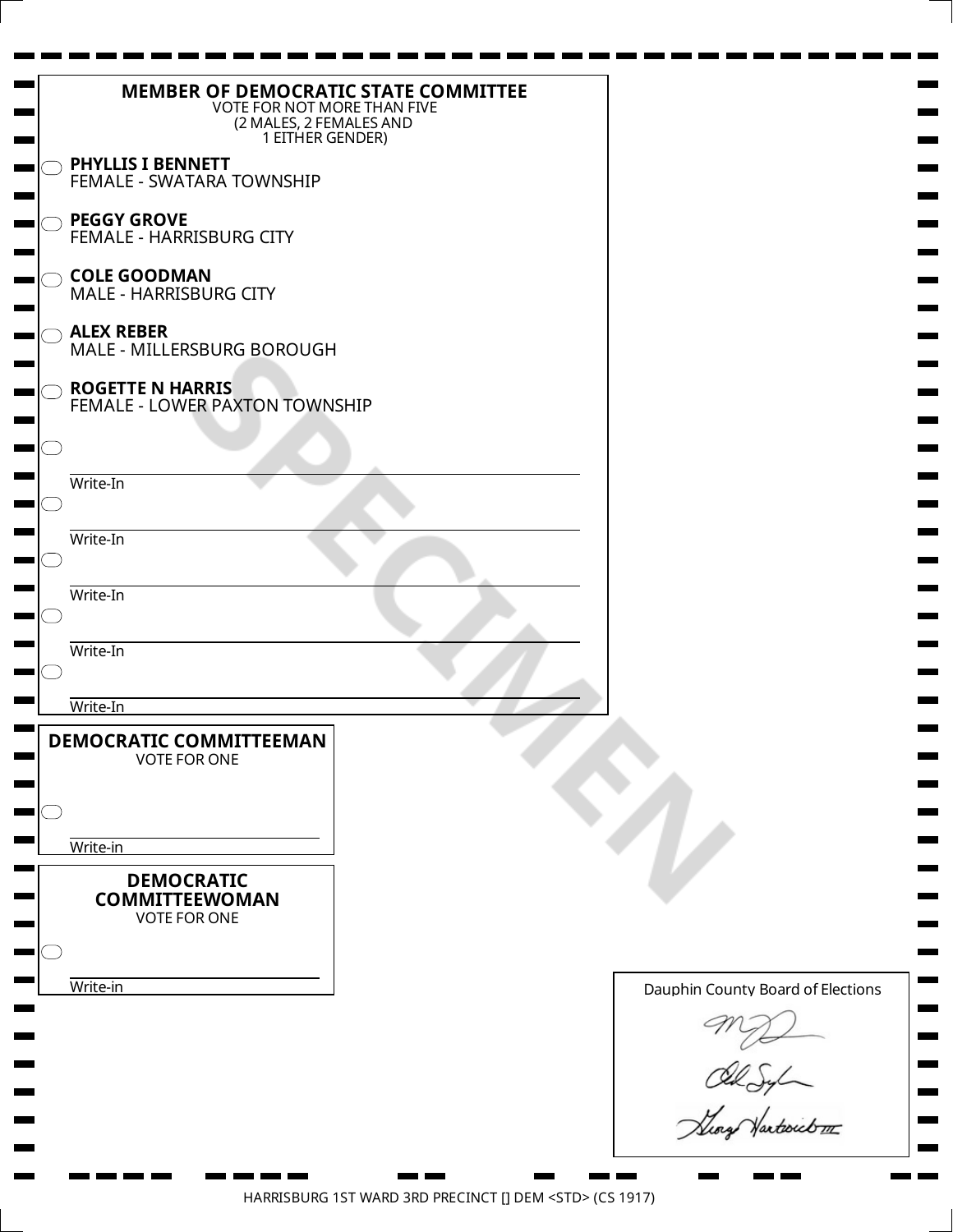## MEMBER OF DEMOCRATIC STATE COMMITTEE

VOTE FOR NOT MORE THAN FIVE
(2 MALES, 2 FEMALES AND
1 EITHER GENDER)

- **PHYLLIS I BENNETT**
  FEMALE - SWATARA TOWNSHIP
- **PEGGY GROVE**
  FEMALE - HARRISBURG CITY
- **COLE GOODMAN**
  MALE - HARRISBURG CITY
- **ALEX REBER**
  MALE - MILLERSBURG BOROUGH
- **ROGETTE N HARRIS**
  FEMALE - LOWER PAXTON TOWNSHIP
- Write-In
- Write-In
- Write-In
- Write-In
- Write-In

## DEMOCRATIC COMMITTEEMAN

VOTE FOR ONE

- Write-in

## DEMOCRATIC COMMITTEEWOMAN

VOTE FOR ONE

- Write-in

Dauphin County Board of Elections

SPECIMEN

HARRISBURG 1ST WARD 3RD PRECINCT [] DEM <STD> (CS 1917)